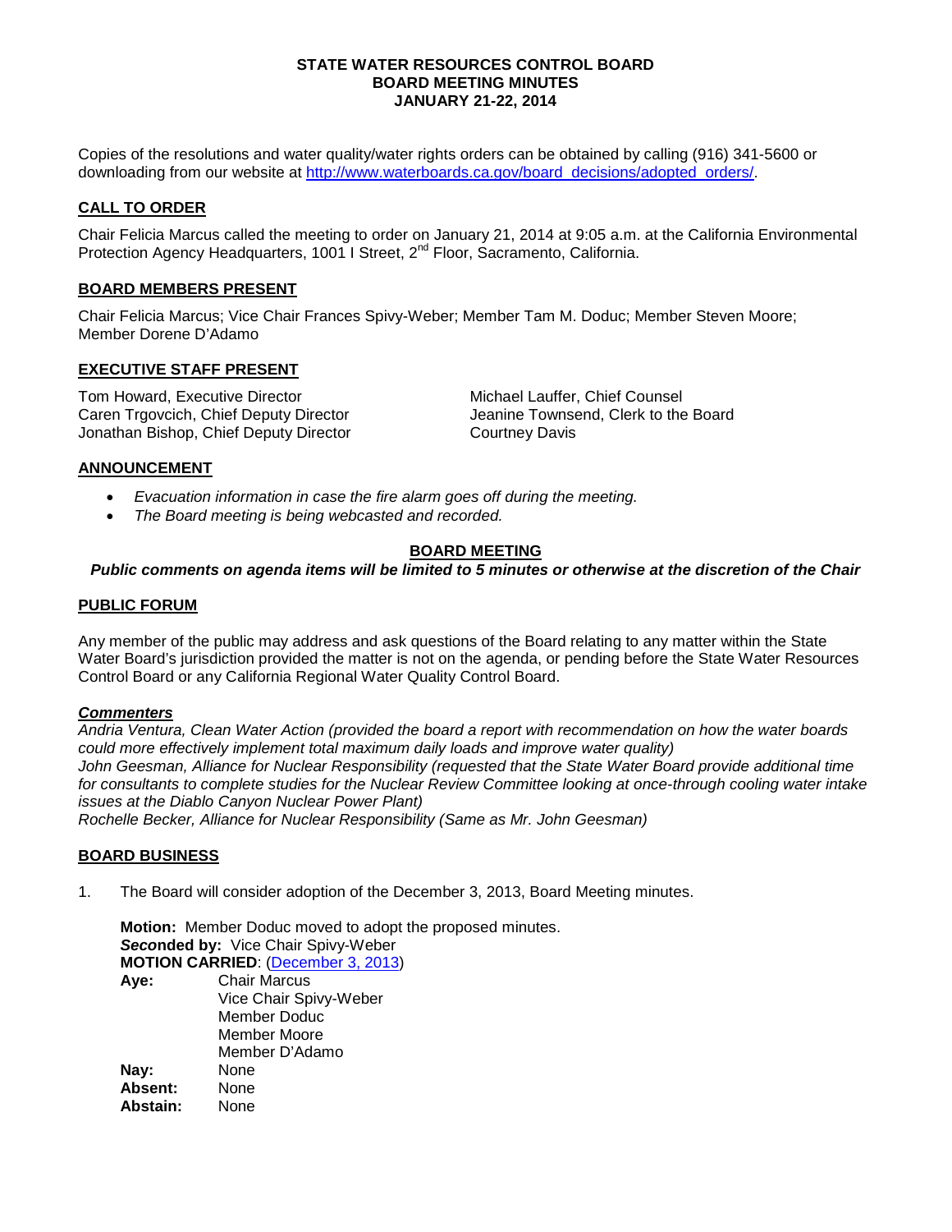**STATE WATER RESOURCES CONTROL BOARD**
**BOARD MEETING MINUTES**
**JANUARY 21-22, 2014**

Copies of the resolutions and water quality/water rights orders can be obtained by calling (916) 341-5600 or downloading from our website at [http://www.waterboards.ca.gov/board_decisions/adopted_orders/](http://www.waterboards.ca.gov/board_decisions/adopted_orders/).

## CALL TO ORDER

Chair Felicia Marcus called the meeting to order on January 21, 2014 at 9:05 a.m. at the California Environmental Protection Agency Headquarters, 1001 I Street, 2nd Floor, Sacramento, California.

## BOARD MEMBERS PRESENT

Chair Felicia Marcus; Vice Chair Frances Spivy-Weber; Member Tam M. Doduc; Member Steven Moore; Member Dorene D'Adamo

## EXECUTIVE STAFF PRESENT

Tom Howard, Executive Director
Caren Trgovcich, Chief Deputy Director
Jonathan Bishop, Chief Deputy Director
Michael Lauffer, Chief Counsel
Jeanine Townsend, Clerk to the Board
Courtney Davis

## ANNOUNCEMENT

- *Evacuation information in case the fire alarm goes off during the meeting.*
- *The Board meeting is being webcasted and recorded.*

## BOARD MEETING

***Public comments on agenda items will be limited to 5 minutes or otherwise at the discretion of the Chair***

## PUBLIC FORUM

Any member of the public may address and ask questions of the Board relating to any matter within the State Water Board's jurisdiction provided the matter is not on the agenda, or pending before the State Water Resources Control Board or any California Regional Water Quality Control Board.

***Commenters***

*Andria Ventura, Clean Water Action (provided the board a report with recommendation on how the water boards could more effectively implement total maximum daily loads and improve water quality)*
*John Geesman, Alliance for Nuclear Responsibility (requested that the State Water Board provide additional time for consultants to complete studies for the Nuclear Review Committee looking at once-through cooling water intake issues at the Diablo Canyon Nuclear Power Plant)*
*Rochelle Becker, Alliance for Nuclear Responsibility (Same as Mr. John Geesman)*

## BOARD BUSINESS

1. The Board will consider adoption of the December 3, 2013, Board Meeting minutes.

   **Motion:** Member Doduc moved to adopt the proposed minutes.
   ***Seconded by:*** Vice Chair Spivy-Weber
   **MOTION CARRIED**: ([December 3, 2013](#))
   **Aye:** Chair Marcus
   Vice Chair Spivy-Weber
   Member Doduc
   Member Moore
   Member D'Adamo
   **Nay:** None
   **Absent:** None
   **Abstain:** None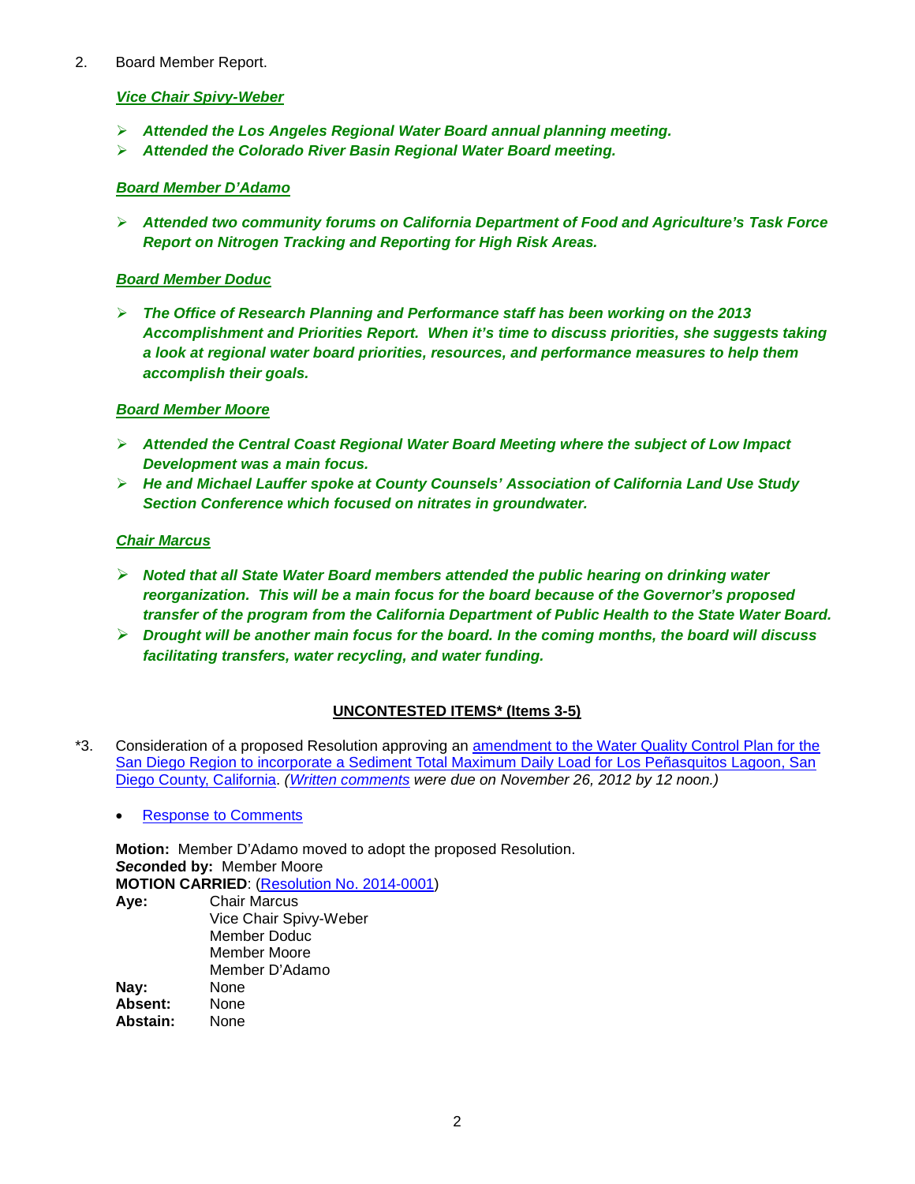2. Board Member Report.

***Vice Chair Spivy-Weber***

- ***Attended the Los Angeles Regional Water Board annual planning meeting.***
- ***Attended the Colorado River Basin Regional Water Board meeting.***

***Board Member D'Adamo***

- ***Attended two community forums on California Department of Food and Agriculture's Task Force Report on Nitrogen Tracking and Reporting for High Risk Areas.***

***Board Member Doduc***

- ***The Office of Research Planning and Performance staff has been working on the 2013 Accomplishment and Priorities Report. When it's time to discuss priorities, she suggests taking a look at regional water board priorities, resources, and performance measures to help them accomplish their goals.***

***Board Member Moore***

- ***Attended the Central Coast Regional Water Board Meeting where the subject of Low Impact Development was a main focus.***
- ***He and Michael Lauffer spoke at County Counsels' Association of California Land Use Study Section Conference which focused on nitrates in groundwater.***

***Chair Marcus***

- ***Noted that all State Water Board members attended the public hearing on drinking water reorganization. This will be a main focus for the board because of the Governor's proposed transfer of the program from the California Department of Public Health to the State Water Board.***
- ***Drought will be another main focus for the board. In the coming months, the board will discuss facilitating transfers, water recycling, and water funding.***

**UNCONTESTED ITEMS* (Items 3-5)**

*3. Consideration of a proposed Resolution approving an amendment to the Water Quality Control Plan for the San Diego Region to incorporate a Sediment Total Maximum Daily Load for Los Peñasquitos Lagoon, San Diego County, California. *(Written comments were due on November 26, 2012 by 12 noon.)*

- Response to Comments

**Motion:** Member D'Adamo moved to adopt the proposed Resolution.
***Seconded by:*** Member Moore
**MOTION CARRIED**: (Resolution No. 2014-0001)

| | |
|---|---|
| **Aye:** | Chair Marcus |
| | Vice Chair Spivy-Weber |
| | Member Doduc |
| | Member Moore |
| | Member D'Adamo |
| **Nay:** | None |
| **Absent:** | None |
| **Abstain:** | None |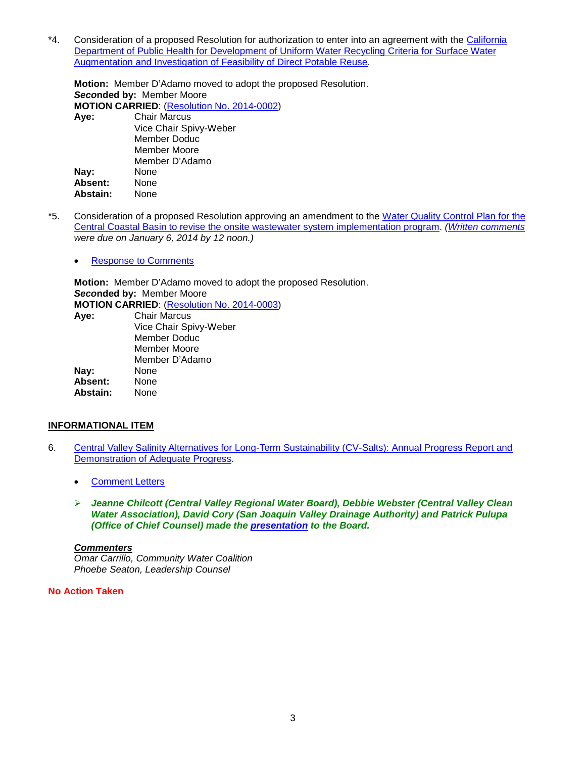*4. Consideration of a proposed Resolution for authorization to enter into an agreement with the California Department of Public Health for Development of Uniform Water Recycling Criteria for Surface Water Augmentation and Investigation of Feasibility of Direct Potable Reuse.

**Motion:** Member D'Adamo moved to adopt the proposed Resolution.
***Seco**nded by:* Member Moore
**MOTION CARRIED**: (Resolution No. 2014-0002)

**Aye:** Chair Marcus
Vice Chair Spivy-Weber
Member Doduc
Member Moore
Member D'Adamo
**Nay:** None
**Absent:** None
**Abstain:** None

*5. Consideration of a proposed Resolution approving an amendment to the Water Quality Control Plan for the Central Coastal Basin to revise the onsite wastewater system implementation program. *(Written comments were due on January 6, 2014 by 12 noon.)*

- Response to Comments

**Motion:** Member D'Adamo moved to adopt the proposed Resolution.
***Seco**nded by:* Member Moore
**MOTION CARRIED**: (Resolution No. 2014-0003)

**Aye:** Chair Marcus
Vice Chair Spivy-Weber
Member Doduc
Member Moore
Member D'Adamo
**Nay:** None
**Absent:** None
**Abstain:** None

## INFORMATIONAL ITEM

6. Central Valley Salinity Alternatives for Long-Term Sustainability (CV-Salts): Annual Progress Report and Demonstration of Adequate Progress.

- Comment Letters

- ***Jeanne Chilcott (Central Valley Regional Water Board), Debbie Webster (Central Valley Clean Water Association), David Cory (San Joaquin Valley Drainage Authority) and Patrick Pulupa (Office of Chief Counsel) made the presentation to the Board.***

***Commenters***
*Omar Carrillo, Community Water Coalition*
*Phoebe Seaton, Leadership Counsel*

**No Action Taken**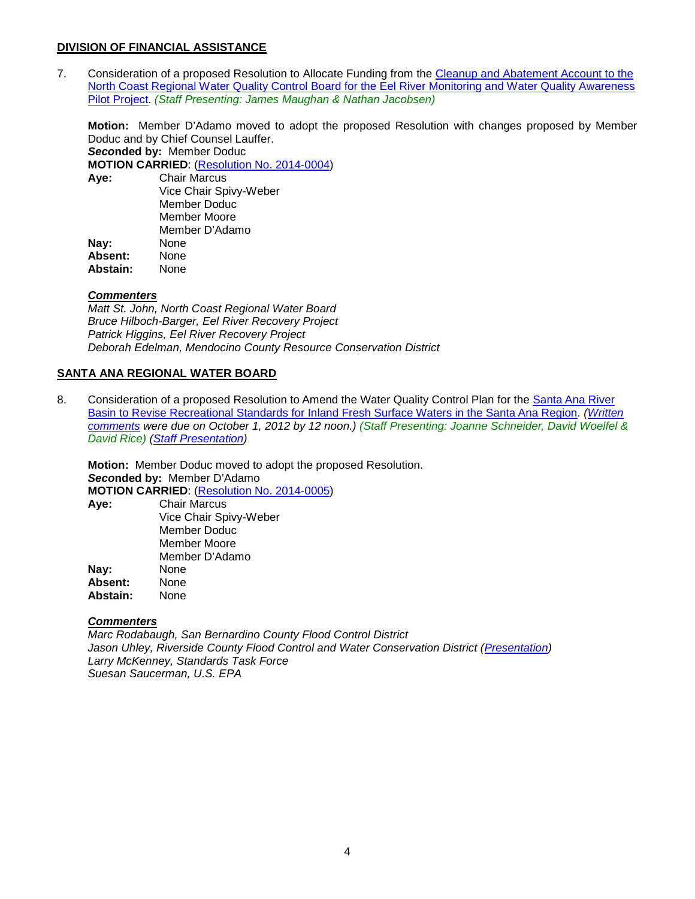**DIVISION OF FINANCIAL ASSISTANCE**

7. Consideration of a proposed Resolution to Allocate Funding from the Cleanup and Abatement Account to the North Coast Regional Water Quality Control Board for the Eel River Monitoring and Water Quality Awareness Pilot Project. *(Staff Presenting: James Maughan & Nathan Jacobsen)*

   **Motion:** Member D'Adamo moved to adopt the proposed Resolution with changes proposed by Member Doduc and by Chief Counsel Lauffer.
   ***Seconded by:*** Member Doduc
   **MOTION CARRIED**: (Resolution No. 2014-0004)

   | | |
   |---|---|
   | **Aye:** | Chair Marcus<br>Vice Chair Spivy-Weber<br>Member Doduc<br>Member Moore<br>Member D'Adamo |
   | **Nay:** | None |
   | **Absent:** | None |
   | **Abstain:** | None |

   ***Commenters***
   *Matt St. John, North Coast Regional Water Board*
   *Bruce Hilboch-Barger, Eel River Recovery Project*
   *Patrick Higgins, Eel River Recovery Project*
   *Deborah Edelman, Mendocino County Resource Conservation District*

**SANTA ANA REGIONAL WATER BOARD**

8. Consideration of a proposed Resolution to Amend the Water Quality Control Plan for the Santa Ana River Basin to Revise Recreational Standards for Inland Fresh Surface Waters in the Santa Ana Region. *(Written comments were due on October 1, 2012 by 12 noon.) (Staff Presenting: Joanne Schneider, David Woelfel & David Rice) (Staff Presentation)*

   **Motion:** Member Doduc moved to adopt the proposed Resolution.
   ***Seconded by:*** Member D'Adamo
   **MOTION CARRIED**: (Resolution No. 2014-0005)

   | | |
   |---|---|
   | **Aye:** | Chair Marcus<br>Vice Chair Spivy-Weber<br>Member Doduc<br>Member Moore<br>Member D'Adamo |
   | **Nay:** | None |
   | **Absent:** | None |
   | **Abstain:** | None |

   ***Commenters***
   *Marc Rodabaugh, San Bernardino County Flood Control District*
   *Jason Uhley, Riverside County Flood Control and Water Conservation District (Presentation)*
   *Larry McKenney, Standards Task Force*
   *Suesan Saucerman, U.S. EPA*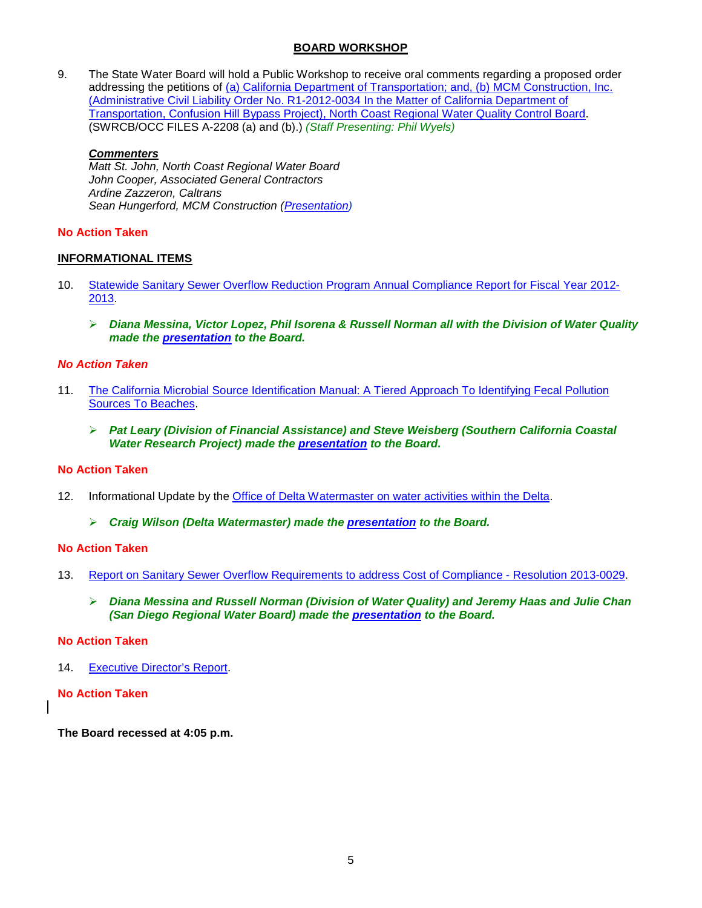## BOARD WORKSHOP

9. The State Water Board will hold a Public Workshop to receive oral comments regarding a proposed order addressing the petitions of (a) California Department of Transportation; and, (b) MCM Construction, Inc. (Administrative Civil Liability Order No. R1-2012-0034 In the Matter of California Department of Transportation, Confusion Hill Bypass Project), North Coast Regional Water Quality Control Board. (SWRCB/OCC FILES A-2208 (a) and (b).) *(Staff Presenting: Phil Wyels)*

   ***Commenters***
   *Matt St. John, North Coast Regional Water Board*
   *John Cooper, Associated General Contractors*
   *Ardine Zazzeron, Caltrans*
   *Sean Hungerford, MCM Construction (Presentation)*

**No Action Taken**

## INFORMATIONAL ITEMS

10. Statewide Sanitary Sewer Overflow Reduction Program Annual Compliance Report for Fiscal Year 2012-2013.

   - ***Diana Messina, Victor Lopez, Phil Isorena & Russell Norman all with the Division of Water Quality made the presentation to the Board.***

***No Action Taken***

11. The California Microbial Source Identification Manual: A Tiered Approach To Identifying Fecal Pollution Sources To Beaches.

   - ***Pat Leary (Division of Financial Assistance) and Steve Weisberg (Southern California Coastal Water Research Project) made the presentation to the Board.***

**No Action Taken**

12. Informational Update by the Office of Delta Watermaster on water activities within the Delta.

   - ***Craig Wilson (Delta Watermaster) made the presentation to the Board.***

**No Action Taken**

13. Report on Sanitary Sewer Overflow Requirements to address Cost of Compliance - Resolution 2013-0029.

   - ***Diana Messina and Russell Norman (Division of Water Quality) and Jeremy Haas and Julie Chan (San Diego Regional Water Board) made the presentation to the Board.***

**No Action Taken**

14. Executive Director's Report.

**No Action Taken**

**The Board recessed at 4:05 p.m.**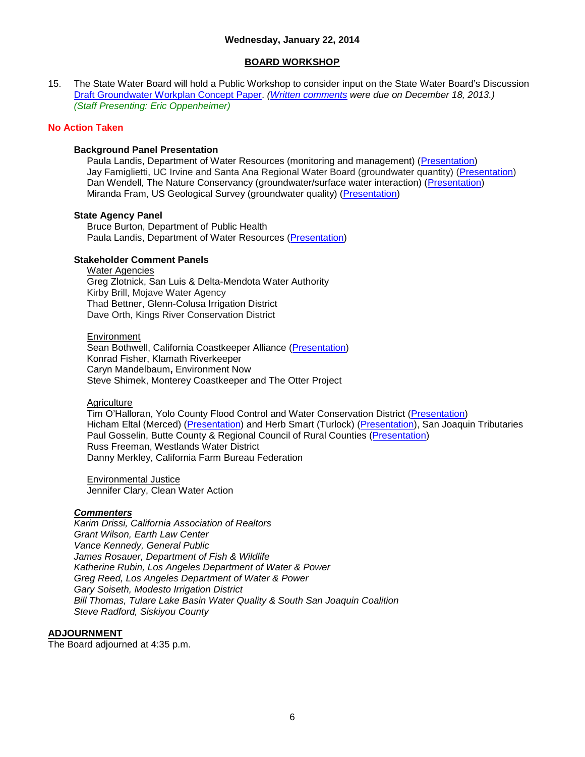**Wednesday, January 22, 2014**

**BOARD WORKSHOP**

15. The State Water Board will hold a Public Workshop to consider input on the State Water Board's Discussion Draft Groundwater Workplan Concept Paper. *(Written comments were due on December 18, 2013.)* *(Staff Presenting: Eric Oppenheimer)*

**No Action Taken**

**Background Panel Presentation**

Paula Landis, Department of Water Resources (monitoring and management) (Presentation)
Jay Famiglietti, UC Irvine and Santa Ana Regional Water Board (groundwater quantity) (Presentation)
Dan Wendell, The Nature Conservancy (groundwater/surface water interaction) (Presentation)
Miranda Fram, US Geological Survey (groundwater quality) (Presentation)

**State Agency Panel**

Bruce Burton, Department of Public Health
Paula Landis, Department of Water Resources (Presentation)

**Stakeholder Comment Panels**

Water Agencies
Greg Zlotnick, San Luis & Delta-Mendota Water Authority
Kirby Brill, Mojave Water Agency
Thad Bettner, Glenn-Colusa Irrigation District
Dave Orth, Kings River Conservation District

Environment
Sean Bothwell, California Coastkeeper Alliance (Presentation)
Konrad Fisher, Klamath Riverkeeper
Caryn Mandelbaum**,** Environment Now
Steve Shimek, Monterey Coastkeeper and The Otter Project

Agriculture
Tim O'Halloran, Yolo County Flood Control and Water Conservation District (Presentation)
Hicham Eltal (Merced) (Presentation) and Herb Smart (Turlock) (Presentation), San Joaquin Tributaries
Paul Gosselin, Butte County & Regional Council of Rural Counties (Presentation)
Russ Freeman, Westlands Water District
Danny Merkley, California Farm Bureau Federation

Environmental Justice
Jennifer Clary, Clean Water Action

***Commenters***
*Karim Drissi, California Association of Realtors*
*Grant Wilson, Earth Law Center*
*Vance Kennedy, General Public*
*James Rosauer, Department of Fish & Wildlife*
*Katherine Rubin, Los Angeles Department of Water & Power*
*Greg Reed, Los Angeles Department of Water & Power*
*Gary Soiseth, Modesto Irrigation District*
*Bill Thomas, Tulare Lake Basin Water Quality & South San Joaquin Coalition*
*Steve Radford, Siskiyou County*

**ADJOURNMENT**

The Board adjourned at 4:35 p.m.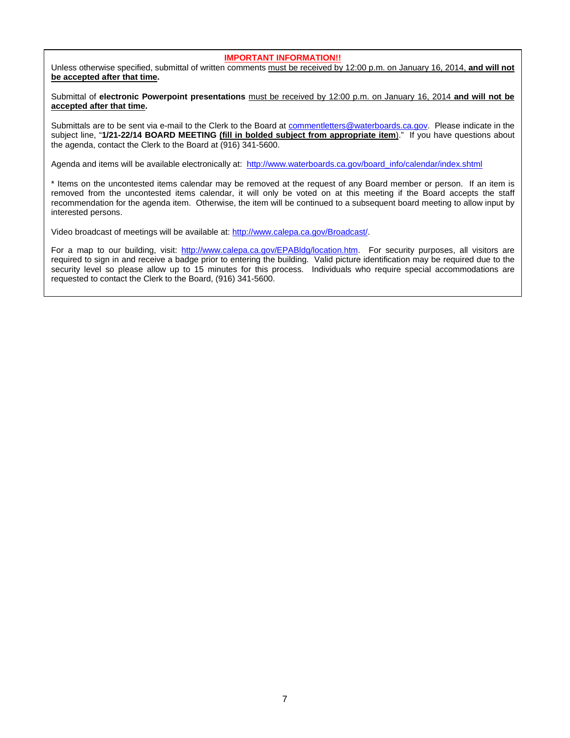**IMPORTANT INFORMATION!!**

Unless otherwise specified, submittal of written comments must be received by 12:00 p.m. on January 16, 2014, **and will not be accepted after that time.**

Submittal of **electronic Powerpoint presentations** must be received by 12:00 p.m. on January 16, 2014 **and will not be accepted after that time.**

Submittals are to be sent via e-mail to the Clerk to the Board at commentletters@waterboards.ca.gov. Please indicate in the subject line, "**1/21-22/14 BOARD MEETING (fill in bolded subject from appropriate item)**." If you have questions about the agenda, contact the Clerk to the Board at (916) 341-5600.

Agenda and items will be available electronically at: http://www.waterboards.ca.gov/board_info/calendar/index.shtml

* Items on the uncontested items calendar may be removed at the request of any Board member or person. If an item is removed from the uncontested items calendar, it will only be voted on at this meeting if the Board accepts the staff recommendation for the agenda item. Otherwise, the item will be continued to a subsequent board meeting to allow input by interested persons.

Video broadcast of meetings will be available at: http://www.calepa.ca.gov/Broadcast/.

For a map to our building, visit: http://www.calepa.ca.gov/EPABldg/location.htm. For security purposes, all visitors are required to sign in and receive a badge prior to entering the building. Valid picture identification may be required due to the security level so please allow up to 15 minutes for this process. Individuals who require special accommodations are requested to contact the Clerk to the Board, (916) 341-5600.